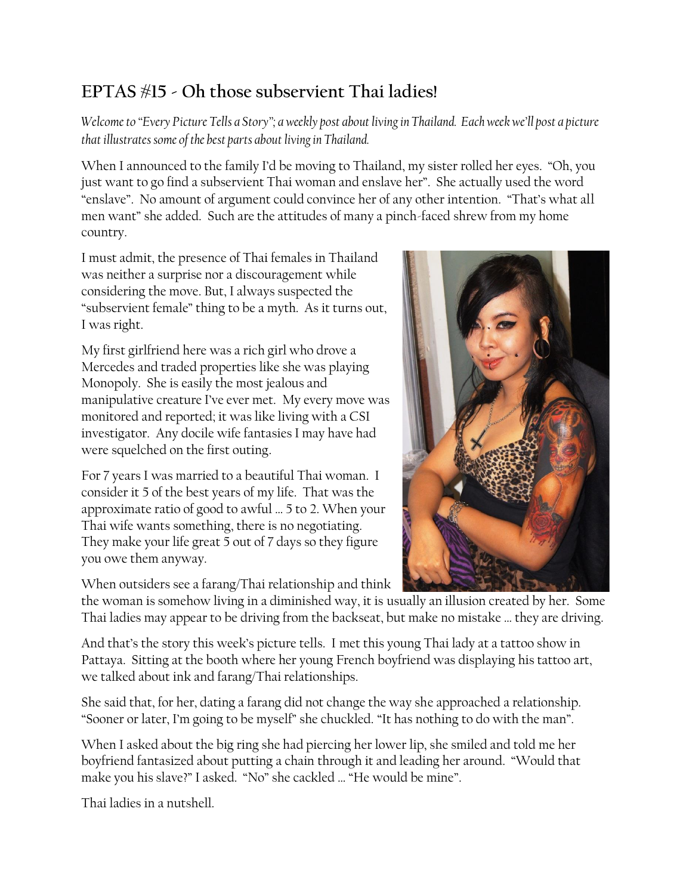## EPTAS #15 - Oh those subservient Thai ladies!

*Welcome to "Every Picture Tells a Story"; a weekly post about living in Thailand. Each week we'll post a picture that illustrates some of the best parts about living in Thailand.*

When I announced to the family I'd be moving to Thailand, my sister rolled her eyes. "Oh, you just want to go find a subservient Thai woman and enslave her". She actually used the word "enslave". No amount of argument could convince her of any other intention. "That's what all men want" she added. Such are the attitudes of many a pinch-faced shrew from my home country.

I must admit, the presence of Thai females in Thailand was neither a surprise nor a discouragement while considering the move. But, I always suspected the "subservient female" thing to be a myth. As it turns out, I was right.

My first girlfriend here was a rich girl who drove a Mercedes and traded properties like she was playing Monopoly. She is easily the most jealous and manipulative creature I've ever met. My every move was monitored and reported; it was like living with a CSI investigator. Any docile wife fantasies I may have had were squelched on the first outing.

For 7 years I was married to a beautiful Thai woman. I consider it 5 of the best years of my life. That was the approximate ratio of good to awful … 5 to 2. When your Thai wife wants something, there is no negotiating. They make your life great 5 out of 7 days so they figure you owe them anyway.

When outsiders see a farang/Thai relationship and think the woman is somehow living in a diminished way, it is usually an illusion created by her. Some Thai ladies may appear to be driving from the backseat, but make no mistake … they are driving.

And that's the story this week's picture tells. I met this young Thai lady at a tattoo show in Pattaya. Sitting at the booth where her young French boyfriend was displaying his tattoo art, we talked about ink and farang/Thai relationships.

She said that, for her, dating a farang did not change the way she approached a relationship. "Sooner or later, I'm going to be myself" she chuckled. "It has nothing to do with the man".

When I asked about the big ring she had piercing her lower lip, she smiled and told me her boyfriend fantasized about putting a chain through it and leading her around. "Would that make you his slave?" I asked. "No" she cackled … "He would be mine".

Thai ladies in a nutshell.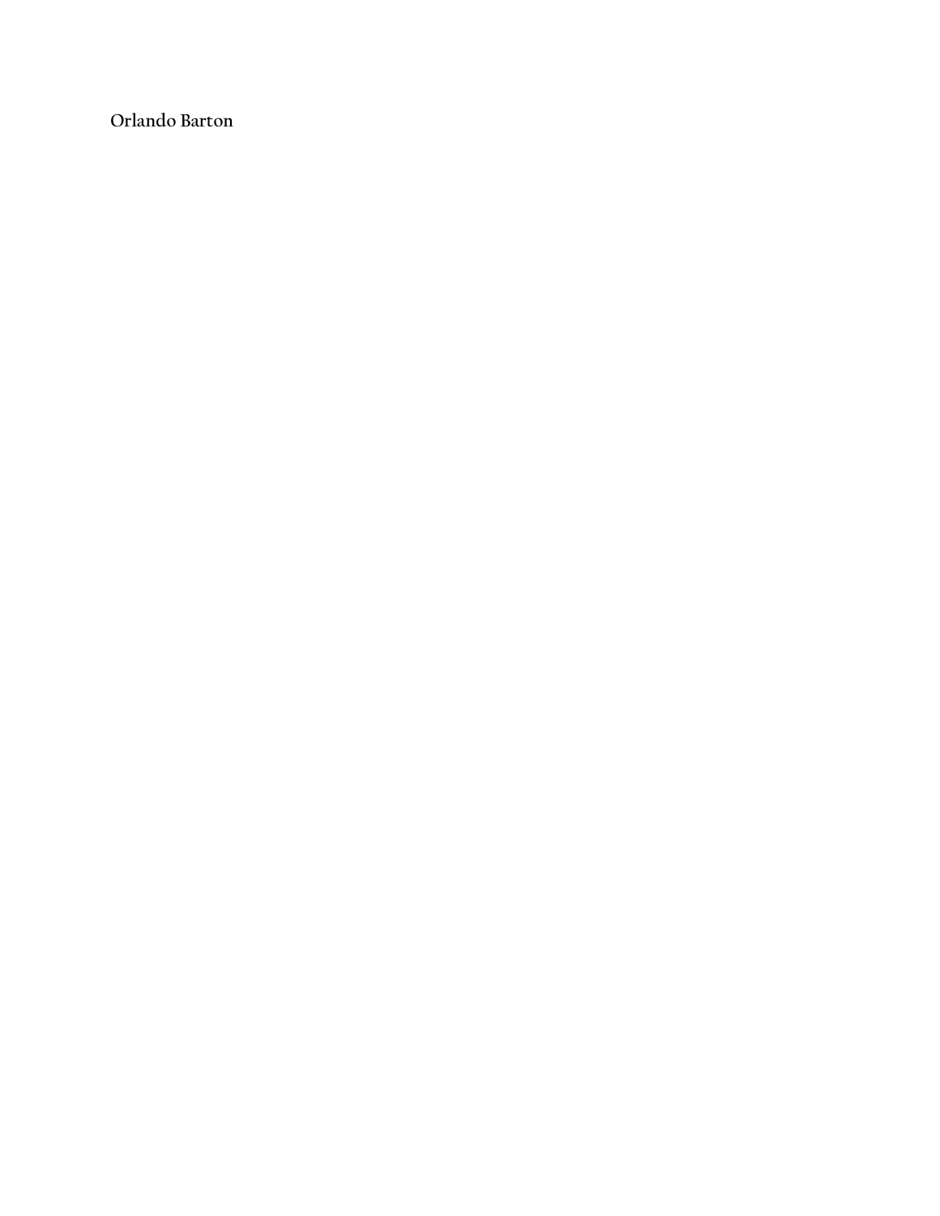Orlando Barton